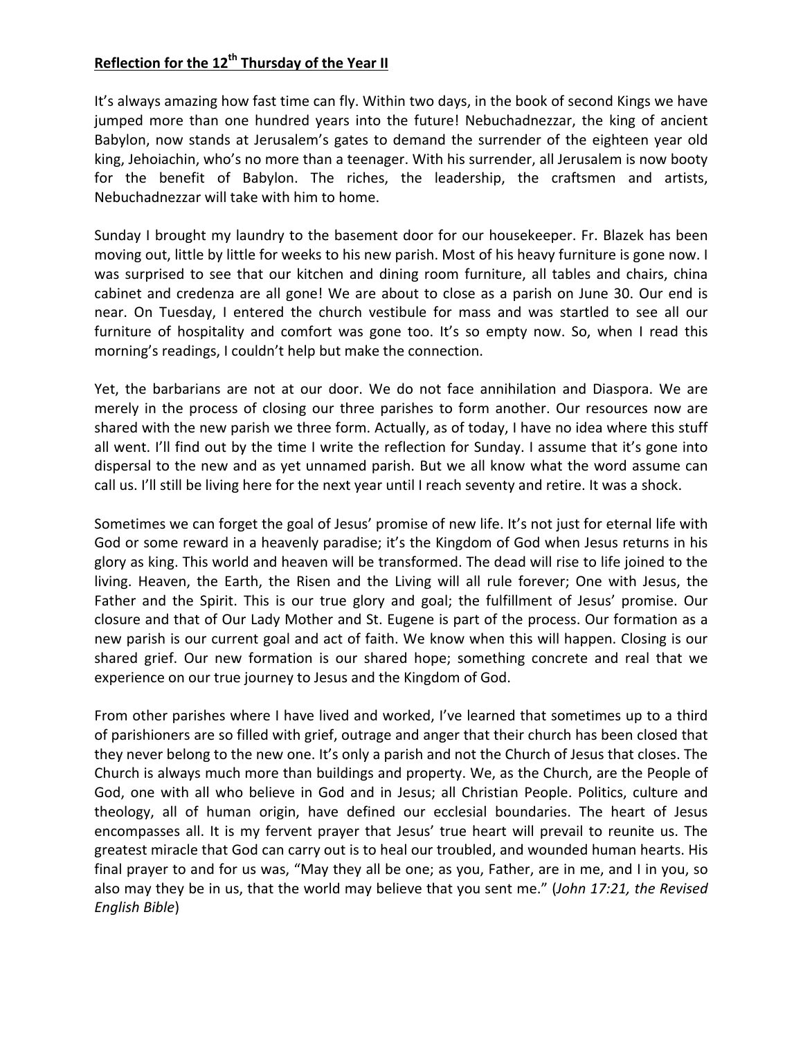**Reflection for the 12th Thursday of the Year II**

It's always amazing how fast time can fly. Within two days, in the book of second Kings we have jumped more than one hundred years into the future! Nebuchadnezzar, the king of ancient Babylon, now stands at Jerusalem's gates to demand the surrender of the eighteen year old king, Jehoiachin, who's no more than a teenager. With his surrender, all Jerusalem is now booty for the benefit of Babylon. The riches, the leadership, the craftsmen and artists, Nebuchadnezzar will take with him to home.

Sunday I brought my laundry to the basement door for our housekeeper. Fr. Blazek has been moving out, little by little for weeks to his new parish. Most of his heavy furniture is gone now. I was surprised to see that our kitchen and dining room furniture, all tables and chairs, china cabinet and credenza are all gone! We are about to close as a parish on June 30. Our end is near. On Tuesday, I entered the church vestibule for mass and was startled to see all our furniture of hospitality and comfort was gone too. It's so empty now. So, when I read this morning's readings, I couldn't help but make the connection.

Yet, the barbarians are not at our door. We do not face annihilation and Diaspora. We are merely in the process of closing our three parishes to form another. Our resources now are shared with the new parish we three form. Actually, as of today, I have no idea where this stuff all went. I'll find out by the time I write the reflection for Sunday. I assume that it's gone into dispersal to the new and as yet unnamed parish. But we all know what the word assume can call us. I'll still be living here for the next year until I reach seventy and retire. It was a shock.

Sometimes we can forget the goal of Jesus' promise of new life. It's not just for eternal life with God or some reward in a heavenly paradise; it's the Kingdom of God when Jesus returns in his glory as king. This world and heaven will be transformed. The dead will rise to life joined to the living. Heaven, the Earth, the Risen and the Living will all rule forever; One with Jesus, the Father and the Spirit. This is our true glory and goal; the fulfillment of Jesus' promise. Our closure and that of Our Lady Mother and St. Eugene is part of the process. Our formation as a new parish is our current goal and act of faith. We know when this will happen. Closing is our shared grief. Our new formation is our shared hope; something concrete and real that we experience on our true journey to Jesus and the Kingdom of God.

From other parishes where I have lived and worked, I've learned that sometimes up to a third of parishioners are so filled with grief, outrage and anger that their church has been closed that they never belong to the new one. It's only a parish and not the Church of Jesus that closes. The Church is always much more than buildings and property. We, as the Church, are the People of God, one with all who believe in God and in Jesus; all Christian People. Politics, culture and theology, all of human origin, have defined our ecclesial boundaries. The heart of Jesus encompasses all. It is my fervent prayer that Jesus' true heart will prevail to reunite us. The greatest miracle that God can carry out is to heal our troubled, and wounded human hearts. His final prayer to and for us was, "May they all be one; as you, Father, are in me, and I in you, so also may they be in us, that the world may believe that you sent me." (*John 17:21, the Revised English Bible*)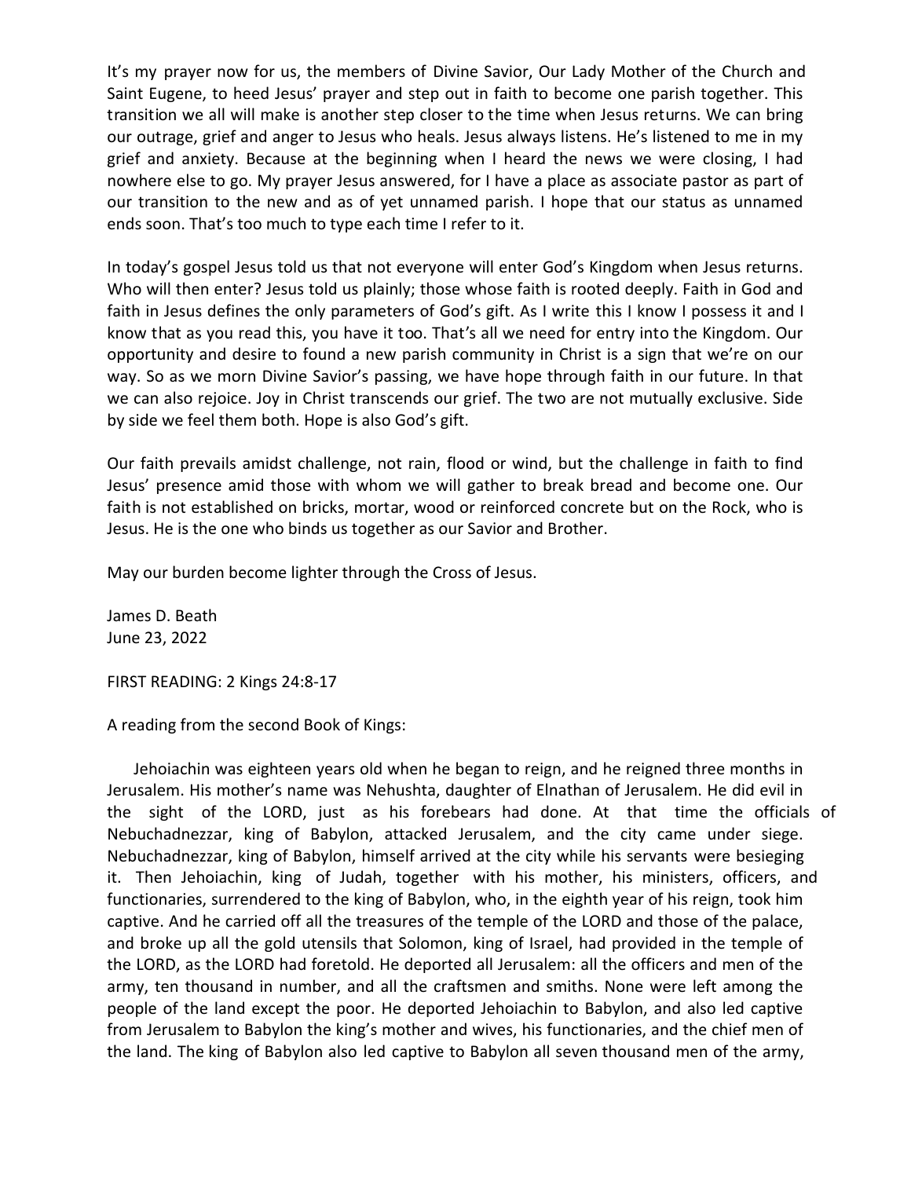It's my prayer now for us, the members of Divine Savior, Our Lady Mother of the Church and Saint Eugene, to heed Jesus' prayer and step out in faith to become one parish together. This transition we all will make is another step closer to the time when Jesus returns. We can bring our outrage, grief and anger to Jesus who heals. Jesus always listens. He's listened to me in my grief and anxiety. Because at the beginning when I heard the news we were closing, I had nowhere else to go. My prayer Jesus answered, for I have a place as associate pastor as part of our transition to the new and as of yet unnamed parish. I hope that our status as unnamed ends soon. That's too much to type each time I refer to it.

In today's gospel Jesus told us that not everyone will enter God's Kingdom when Jesus returns. Who will then enter? Jesus told us plainly; those whose faith is rooted deeply. Faith in God and faith in Jesus defines the only parameters of God's gift. As I write this I know I possess it and I know that as you read this, you have it too. That's all we need for entry into the Kingdom. Our opportunity and desire to found a new parish community in Christ is a sign that we're on our way. So as we morn Divine Savior's passing, we have hope through faith in our future. In that we can also rejoice. Joy in Christ transcends our grief. The two are not mutually exclusive. Side by side we feel them both. Hope is also God's gift.

Our faith prevails amidst challenge, not rain, flood or wind, but the challenge in faith to find Jesus' presence amid those with whom we will gather to break bread and become one. Our faith is not established on bricks, mortar, wood or reinforced concrete but on the Rock, who is Jesus. He is the one who binds us together as our Savior and Brother.

May our burden become lighter through the Cross of Jesus.

James D. Beath
June 23, 2022

FIRST READING: 2 Kings 24:8-17

A reading from the second Book of Kings:

Jehoiachin was eighteen years old when he began to reign, and he reigned three months in Jerusalem. His mother's name was Nehushta, daughter of Elnathan of Jerusalem. He did evil in the sight of the LORD, just as his forebears had done. At that time the officials of Nebuchadnezzar, king of Babylon, attacked Jerusalem, and the city came under siege. Nebuchadnezzar, king of Babylon, himself arrived at the city while his servants were besieging it. Then Jehoiachin, king of Judah, together with his mother, his ministers, officers, and functionaries, surrendered to the king of Babylon, who, in the eighth year of his reign, took him captive. And he carried off all the treasures of the temple of the LORD and those of the palace, and broke up all the gold utensils that Solomon, king of Israel, had provided in the temple of the LORD, as the LORD had foretold. He deported all Jerusalem: all the officers and men of the army, ten thousand in number, and all the craftsmen and smiths. None were left among the people of the land except the poor. He deported Jehoiachin to Babylon, and also led captive from Jerusalem to Babylon the king's mother and wives, his functionaries, and the chief men of the land. The king of Babylon also led captive to Babylon all seven thousand men of the army,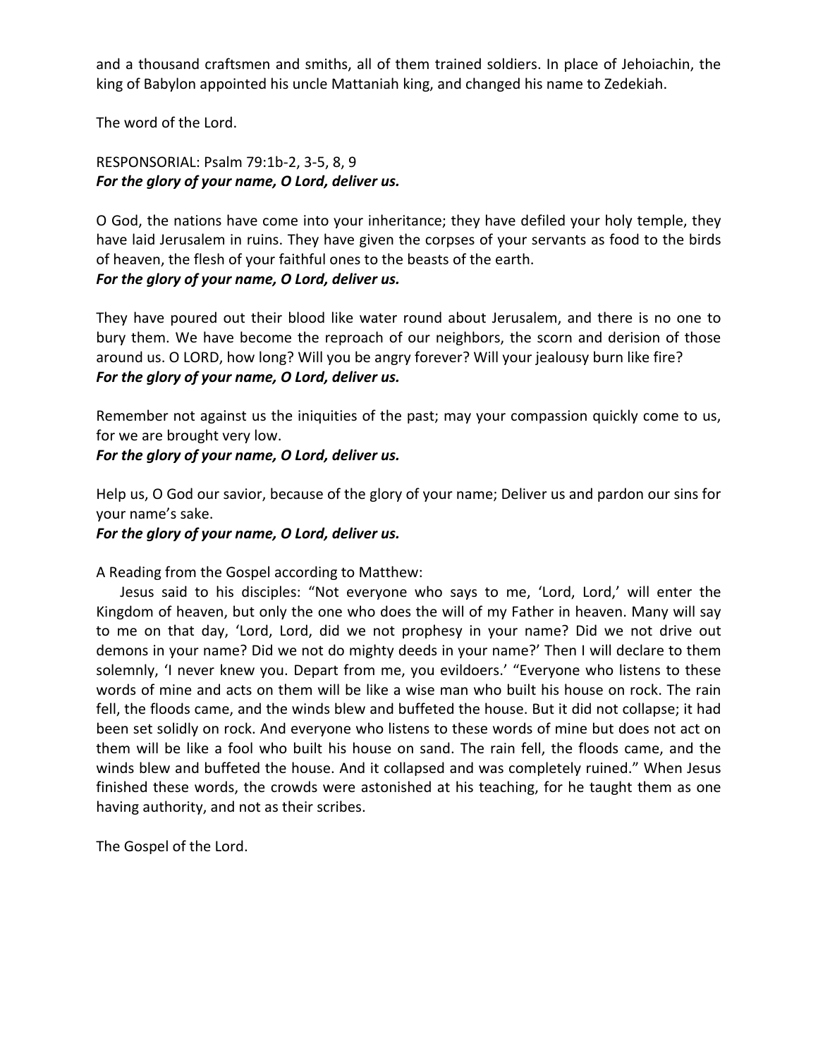and a thousand craftsmen and smiths, all of them trained soldiers. In place of Jehoiachin, the king of Babylon appointed his uncle Mattaniah king, and changed his name to Zedekiah.

The word of the Lord.

RESPONSORIAL: Psalm 79:1b-2, 3-5, 8, 9
***For the glory of your name, O Lord, deliver us.***

O God, the nations have come into your inheritance; they have defiled your holy temple, they have laid Jerusalem in ruins. They have given the corpses of your servants as food to the birds of heaven, the flesh of your faithful ones to the beasts of the earth.
***For the glory of your name, O Lord, deliver us.***

They have poured out their blood like water round about Jerusalem, and there is no one to bury them. We have become the reproach of our neighbors, the scorn and derision of those around us. O LORD, how long? Will you be angry forever? Will your jealousy burn like fire?
***For the glory of your name, O Lord, deliver us.***

Remember not against us the iniquities of the past; may your compassion quickly come to us, for we are brought very low.
***For the glory of your name, O Lord, deliver us.***

Help us, O God our savior, because of the glory of your name; Deliver us and pardon our sins for your name's sake.
***For the glory of your name, O Lord, deliver us.***

A Reading from the Gospel according to Matthew:

Jesus said to his disciples: "Not everyone who says to me, 'Lord, Lord,' will enter the Kingdom of heaven, but only the one who does the will of my Father in heaven. Many will say to me on that day, 'Lord, Lord, did we not prophesy in your name? Did we not drive out demons in your name? Did we not do mighty deeds in your name?' Then I will declare to them solemnly, 'I never knew you. Depart from me, you evildoers.' "Everyone who listens to these words of mine and acts on them will be like a wise man who built his house on rock. The rain fell, the floods came, and the winds blew and buffeted the house. But it did not collapse; it had been set solidly on rock. And everyone who listens to these words of mine but does not act on them will be like a fool who built his house on sand. The rain fell, the floods came, and the winds blew and buffeted the house. And it collapsed and was completely ruined." When Jesus finished these words, the crowds were astonished at his teaching, for he taught them as one having authority, and not as their scribes.

The Gospel of the Lord.